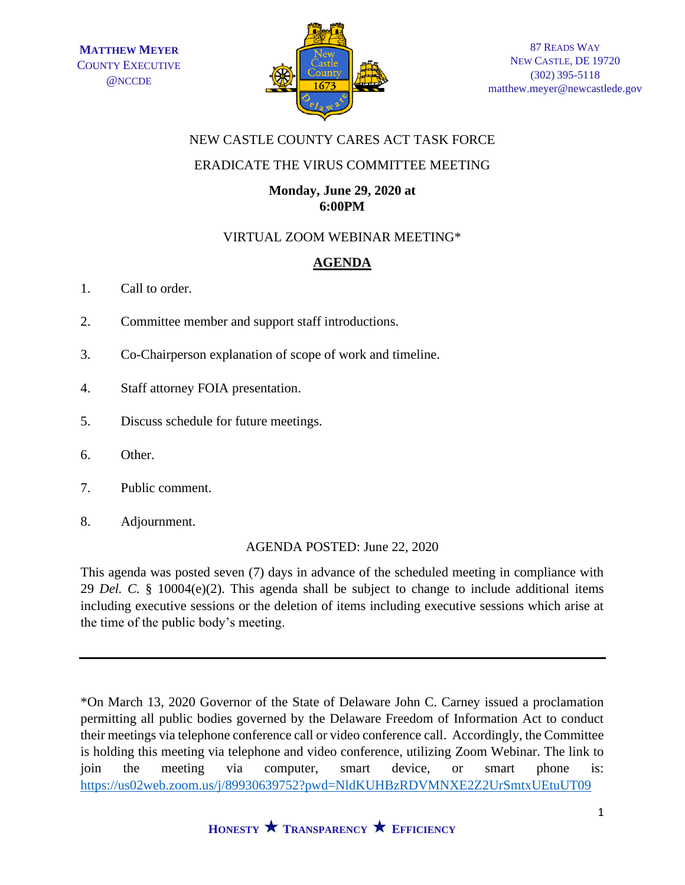**MATTHEW MEYER**
COUNTY EXECUTIVE
@NCCDE

87 READS WAY
NEW CASTLE, DE 19720
(302) 395-5118
matthew.meyer@newcastlede.gov

NEW CASTLE COUNTY CARES ACT TASK FORCE

ERADICATE THE VIRUS COMMITTEE MEETING

**Monday, June 29, 2020 at 6:00PM**

VIRTUAL ZOOM WEBINAR MEETING*

## AGENDA

1. Call to order.
2. Committee member and support staff introductions.
3. Co-Chairperson explanation of scope of work and timeline.
4. Staff attorney FOIA presentation.
5. Discuss schedule for future meetings.
6. Other.
7. Public comment.
8. Adjournment.

AGENDA POSTED: June 22, 2020

This agenda was posted seven (7) days in advance of the scheduled meeting in compliance with 29 *Del. C.* § 10004(e)(2). This agenda shall be subject to change to include additional items including executive sessions or the deletion of items including executive sessions which arise at the time of the public body's meeting.

---

*On March 13, 2020 Governor of the State of Delaware John C. Carney issued a proclamation permitting all public bodies governed by the Delaware Freedom of Information Act to conduct their meetings via telephone conference call or video conference call. Accordingly, the Committee is holding this meeting via telephone and video conference, utilizing Zoom Webinar. The link to join the meeting via computer, smart device, or smart phone is: https://us02web.zoom.us/j/89930639752?pwd=NldKUHBzRDVMNXE2Z2UrSmtxUEtuUT09

HONESTY ★ TRANSPARENCY ★ EFFICIENCY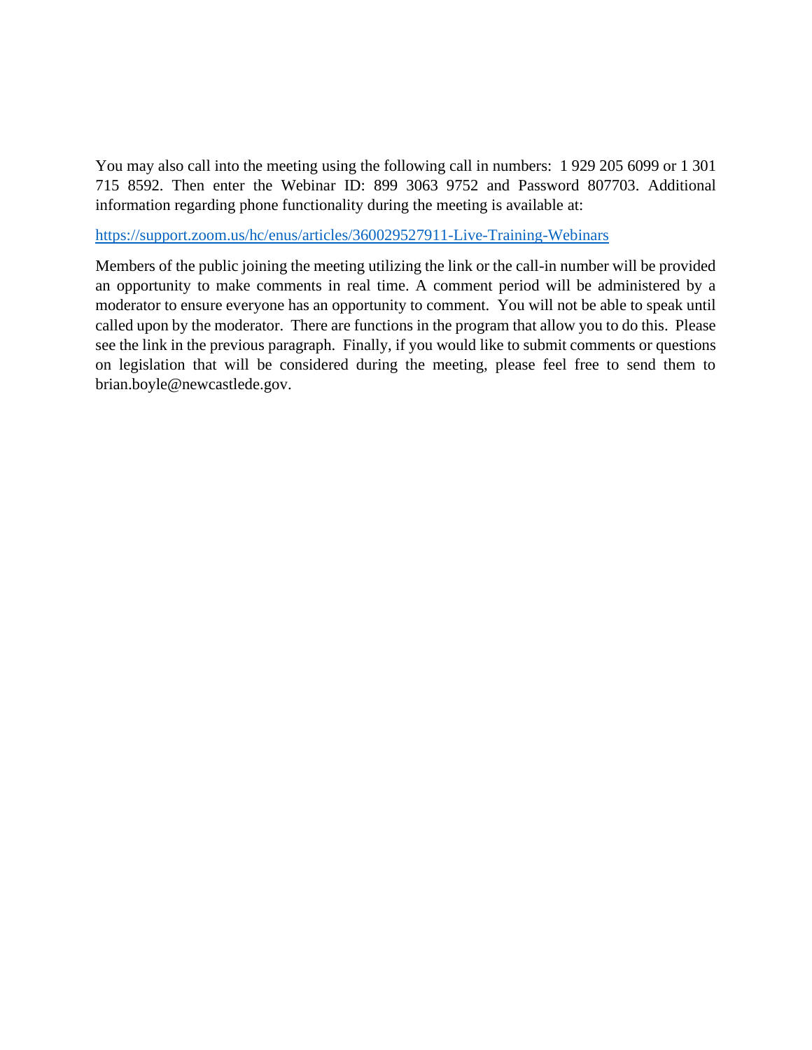You may also call into the meeting using the following call in numbers: 1 929 205 6099 or 1 301 715 8592. Then enter the Webinar ID: 899 3063 9752 and Password 807703. Additional information regarding phone functionality during the meeting is available at:

https://support.zoom.us/hc/enus/articles/360029527911-Live-Training-Webinars

Members of the public joining the meeting utilizing the link or the call-in number will be provided an opportunity to make comments in real time. A comment period will be administered by a moderator to ensure everyone has an opportunity to comment. You will not be able to speak until called upon by the moderator. There are functions in the program that allow you to do this. Please see the link in the previous paragraph. Finally, if you would like to submit comments or questions on legislation that will be considered during the meeting, please feel free to send them to brian.boyle@newcastlede.gov.